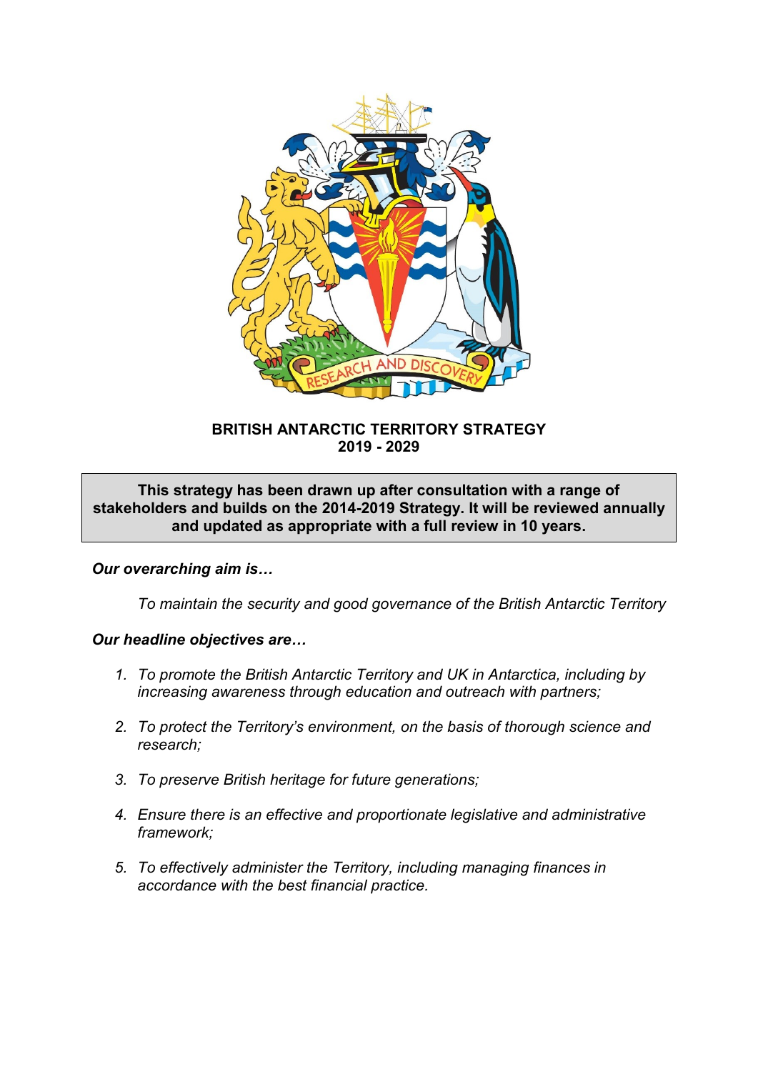# BRITISH ANTARCTIC TERRITORY STRATEGY
## 2019 - 2029

**This strategy has been drawn up after consultation with a range of stakeholders and builds on the 2014-2019 Strategy. It will be reviewed annually and updated as appropriate with a full review in 10 years.**

***Our overarching aim is…***

*To maintain the security and good governance of the British Antarctic Territory*

***Our headline objectives are…***

1. *To promote the British Antarctic Territory and UK in Antarctica, including by increasing awareness through education and outreach with partners;*

2. *To protect the Territory's environment, on the basis of thorough science and research;*

3. *To preserve British heritage for future generations;*

4. *Ensure there is an effective and proportionate legislative and administrative framework;*

5. *To effectively administer the Territory, including managing finances in accordance with the best financial practice.*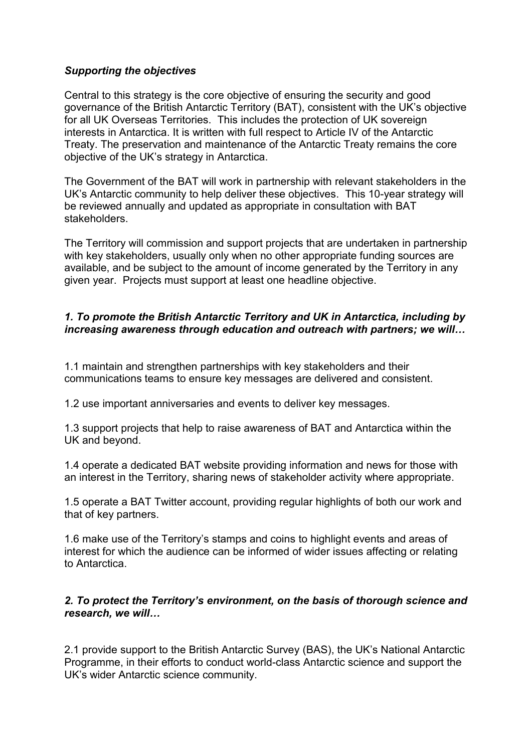### *Supporting the objectives*

Central to this strategy is the core objective of ensuring the security and good governance of the British Antarctic Territory (BAT), consistent with the UK's objective for all UK Overseas Territories. This includes the protection of UK sovereign interests in Antarctica. It is written with full respect to Article IV of the Antarctic Treaty. The preservation and maintenance of the Antarctic Treaty remains the core objective of the UK's strategy in Antarctica.

The Government of the BAT will work in partnership with relevant stakeholders in the UK's Antarctic community to help deliver these objectives. This 10-year strategy will be reviewed annually and updated as appropriate in consultation with BAT stakeholders.

The Territory will commission and support projects that are undertaken in partnership with key stakeholders, usually only when no other appropriate funding sources are available, and be subject to the amount of income generated by the Territory in any given year. Projects must support at least one headline objective.

### *1. To promote the British Antarctic Territory and UK in Antarctica, including by increasing awareness through education and outreach with partners; we will…*

1.1 maintain and strengthen partnerships with key stakeholders and their communications teams to ensure key messages are delivered and consistent.

1.2 use important anniversaries and events to deliver key messages.

1.3 support projects that help to raise awareness of BAT and Antarctica within the UK and beyond.

1.4 operate a dedicated BAT website providing information and news for those with an interest in the Territory, sharing news of stakeholder activity where appropriate.

1.5 operate a BAT Twitter account, providing regular highlights of both our work and that of key partners.

1.6 make use of the Territory's stamps and coins to highlight events and areas of interest for which the audience can be informed of wider issues affecting or relating to Antarctica.

### *2. To protect the Territory's environment, on the basis of thorough science and research, we will…*

2.1 provide support to the British Antarctic Survey (BAS), the UK's National Antarctic Programme, in their efforts to conduct world-class Antarctic science and support the UK's wider Antarctic science community.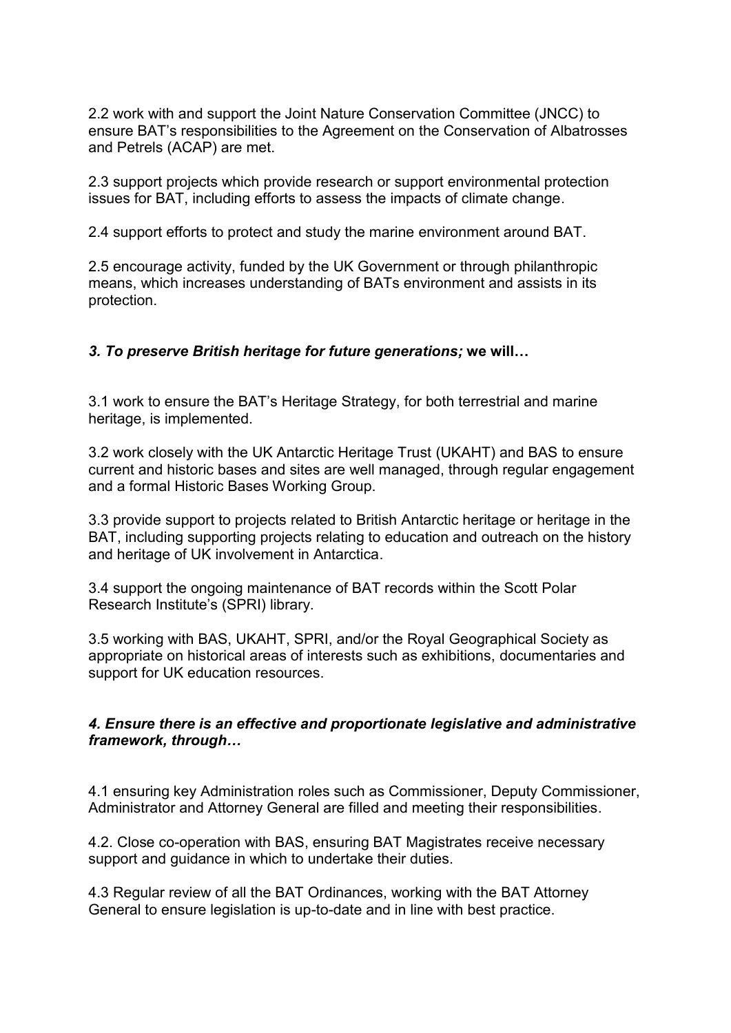2.2 work with and support the Joint Nature Conservation Committee (JNCC) to ensure BAT's responsibilities to the Agreement on the Conservation of Albatrosses and Petrels (ACAP) are met.

2.3 support projects which provide research or support environmental protection issues for BAT, including efforts to assess the impacts of climate change.

2.4 support efforts to protect and study the marine environment around BAT.

2.5 encourage activity, funded by the UK Government or through philanthropic means, which increases understanding of BATs environment and assists in its protection.

### *3. To preserve British heritage for future generations;* **we will…**

3.1 work to ensure the BAT's Heritage Strategy, for both terrestrial and marine heritage, is implemented.

3.2 work closely with the UK Antarctic Heritage Trust (UKAHT) and BAS to ensure current and historic bases and sites are well managed, through regular engagement and a formal Historic Bases Working Group.

3.3 provide support to projects related to British Antarctic heritage or heritage in the BAT, including supporting projects relating to education and outreach on the history and heritage of UK involvement in Antarctica.

3.4 support the ongoing maintenance of BAT records within the Scott Polar Research Institute's (SPRI) library.

3.5 working with BAS, UKAHT, SPRI, and/or the Royal Geographical Society as appropriate on historical areas of interests such as exhibitions, documentaries and support for UK education resources.

### ***4. Ensure there is an effective and proportionate legislative and administrative framework, through…***

4.1 ensuring key Administration roles such as Commissioner, Deputy Commissioner, Administrator and Attorney General are filled and meeting their responsibilities.

4.2. Close co-operation with BAS, ensuring BAT Magistrates receive necessary support and guidance in which to undertake their duties.

4.3 Regular review of all the BAT Ordinances, working with the BAT Attorney General to ensure legislation is up-to-date and in line with best practice.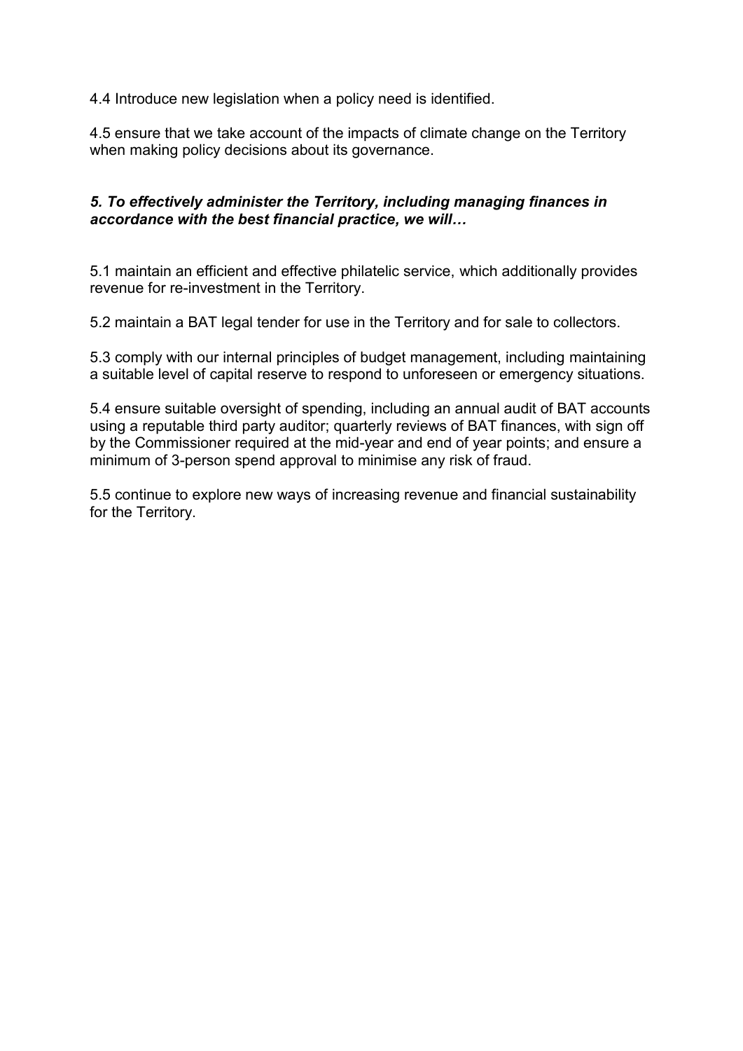4.4 Introduce new legislation when a policy need is identified.

4.5 ensure that we take account of the impacts of climate change on the Territory when making policy decisions about its governance.

### *5. To effectively administer the Territory, including managing finances in accordance with the best financial practice, we will…*

5.1 maintain an efficient and effective philatelic service, which additionally provides revenue for re-investment in the Territory.

5.2 maintain a BAT legal tender for use in the Territory and for sale to collectors.

5.3 comply with our internal principles of budget management, including maintaining a suitable level of capital reserve to respond to unforeseen or emergency situations.

5.4 ensure suitable oversight of spending, including an annual audit of BAT accounts using a reputable third party auditor; quarterly reviews of BAT finances, with sign off by the Commissioner required at the mid-year and end of year points; and ensure a minimum of 3-person spend approval to minimise any risk of fraud.

5.5 continue to explore new ways of increasing revenue and financial sustainability for the Territory.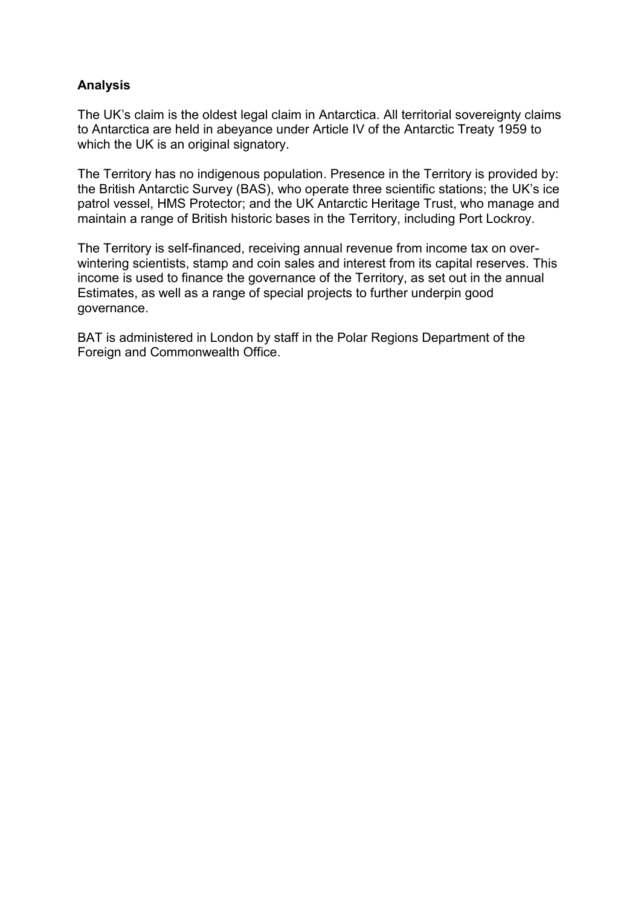**Analysis**

The UK's claim is the oldest legal claim in Antarctica. All territorial sovereignty claims to Antarctica are held in abeyance under Article IV of the Antarctic Treaty 1959 to which the UK is an original signatory.

The Territory has no indigenous population. Presence in the Territory is provided by: the British Antarctic Survey (BAS), who operate three scientific stations; the UK's ice patrol vessel, HMS Protector; and the UK Antarctic Heritage Trust, who manage and maintain a range of British historic bases in the Territory, including Port Lockroy.

The Territory is self-financed, receiving annual revenue from income tax on over-wintering scientists, stamp and coin sales and interest from its capital reserves. This income is used to finance the governance of the Territory, as set out in the annual Estimates, as well as a range of special projects to further underpin good governance.

BAT is administered in London by staff in the Polar Regions Department of the Foreign and Commonwealth Office.